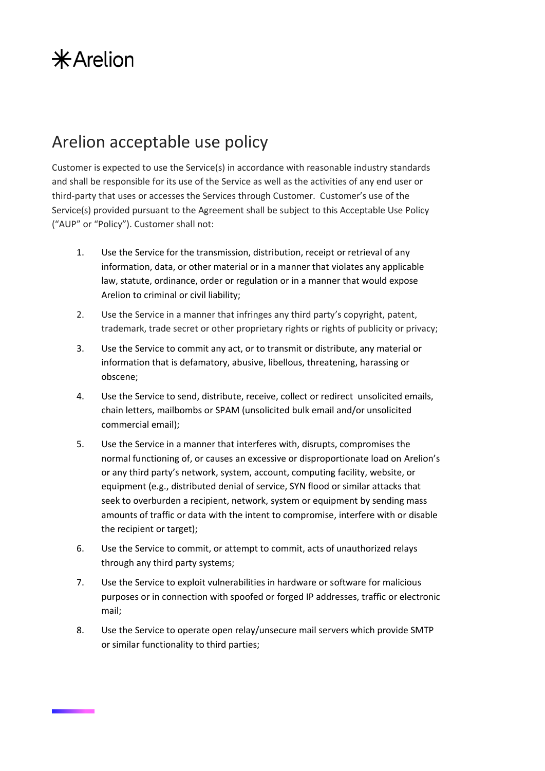# Arelion acceptable use policy

Customer is expected to use the Service(s) in accordance with reasonable industry standards and shall be responsible for its use of the Service as well as the activities of any end user or third-party that uses or accesses the Services through Customer. Customer's use of the Service(s) provided pursuant to the Agreement shall be subject to this Acceptable Use Policy ("AUP" or "Policy"). Customer shall not:

1. Use the Service for the transmission, distribution, receipt or retrieval of any information, data, or other material or in a manner that violates any applicable law, statute, ordinance, order or regulation or in a manner that would expose Arelion to criminal or civil liability;
2. Use the Service in a manner that infringes any third party's copyright, patent, trademark, trade secret or other proprietary rights or rights of publicity or privacy;
3. Use the Service to commit any act, or to transmit or distribute, any material or information that is defamatory, abusive, libellous, threatening, harassing or obscene;
4. Use the Service to send, distribute, receive, collect or redirect unsolicited emails, chain letters, mailbombs or SPAM (unsolicited bulk email and/or unsolicited commercial email);
5. Use the Service in a manner that interferes with, disrupts, compromises the normal functioning of, or causes an excessive or disproportionate load on Arelion's or any third party's network, system, account, computing facility, website, or equipment (e.g., distributed denial of service, SYN flood or similar attacks that seek to overburden a recipient, network, system or equipment by sending mass amounts of traffic or data with the intent to compromise, interfere with or disable the recipient or target);
6. Use the Service to commit, or attempt to commit, acts of unauthorized relays through any third party systems;
7. Use the Service to exploit vulnerabilities in hardware or software for malicious purposes or in connection with spoofed or forged IP addresses, traffic or electronic mail;
8. Use the Service to operate open relay/unsecure mail servers which provide SMTP or similar functionality to third parties;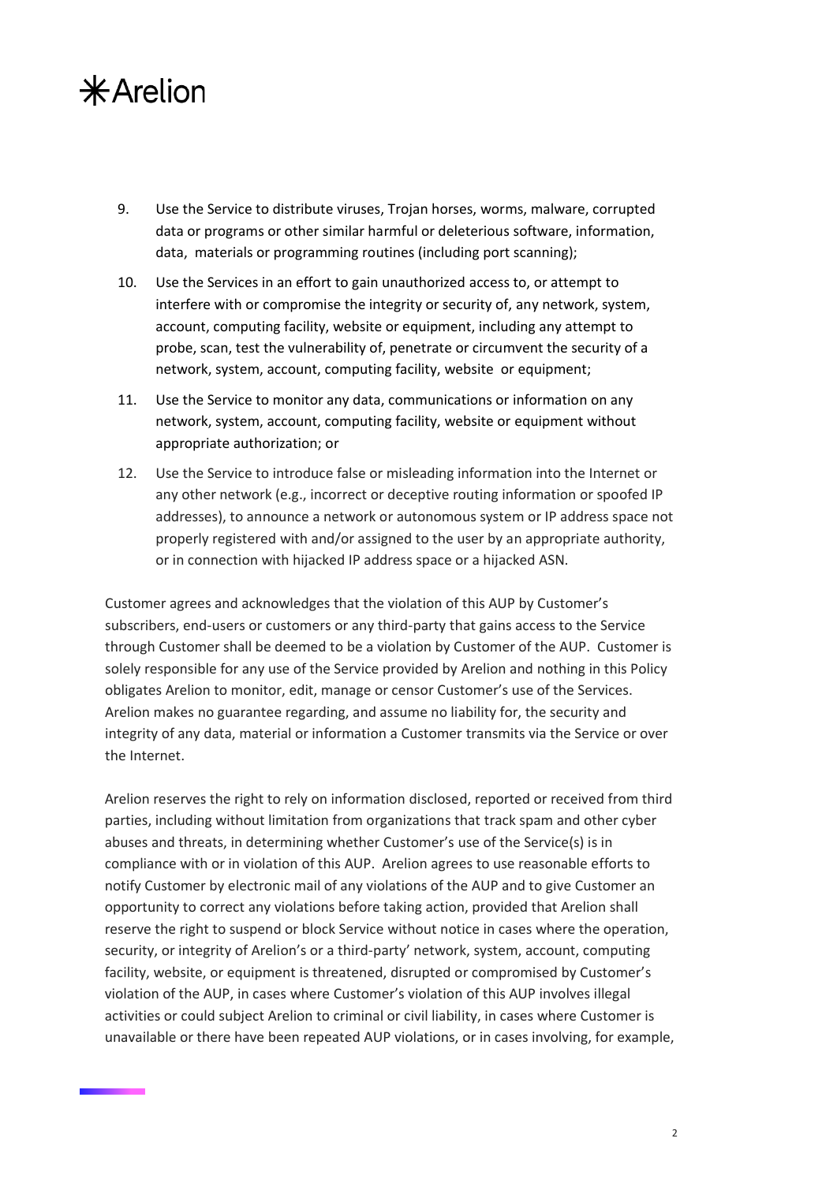9. Use the Service to distribute viruses, Trojan horses, worms, malware, corrupted data or programs or other similar harmful or deleterious software, information, data, materials or programming routines (including port scanning);
10. Use the Services in an effort to gain unauthorized access to, or attempt to interfere with or compromise the integrity or security of, any network, system, account, computing facility, website or equipment, including any attempt to probe, scan, test the vulnerability of, penetrate or circumvent the security of a network, system, account, computing facility, website or equipment;
11. Use the Service to monitor any data, communications or information on any network, system, account, computing facility, website or equipment without appropriate authorization; or
12. Use the Service to introduce false or misleading information into the Internet or any other network (e.g., incorrect or deceptive routing information or spoofed IP addresses), to announce a network or autonomous system or IP address space not properly registered with and/or assigned to the user by an appropriate authority, or in connection with hijacked IP address space or a hijacked ASN.

Customer agrees and acknowledges that the violation of this AUP by Customer's subscribers, end-users or customers or any third-party that gains access to the Service through Customer shall be deemed to be a violation by Customer of the AUP. Customer is solely responsible for any use of the Service provided by Arelion and nothing in this Policy obligates Arelion to monitor, edit, manage or censor Customer's use of the Services. Arelion makes no guarantee regarding, and assume no liability for, the security and integrity of any data, material or information a Customer transmits via the Service or over the Internet.

Arelion reserves the right to rely on information disclosed, reported or received from third parties, including without limitation from organizations that track spam and other cyber abuses and threats, in determining whether Customer's use of the Service(s) is in compliance with or in violation of this AUP. Arelion agrees to use reasonable efforts to notify Customer by electronic mail of any violations of the AUP and to give Customer an opportunity to correct any violations before taking action, provided that Arelion shall reserve the right to suspend or block Service without notice in cases where the operation, security, or integrity of Arelion's or a third-party' network, system, account, computing facility, website, or equipment is threatened, disrupted or compromised by Customer's violation of the AUP, in cases where Customer's violation of this AUP involves illegal activities or could subject Arelion to criminal or civil liability, in cases where Customer is unavailable or there have been repeated AUP violations, or in cases involving, for example,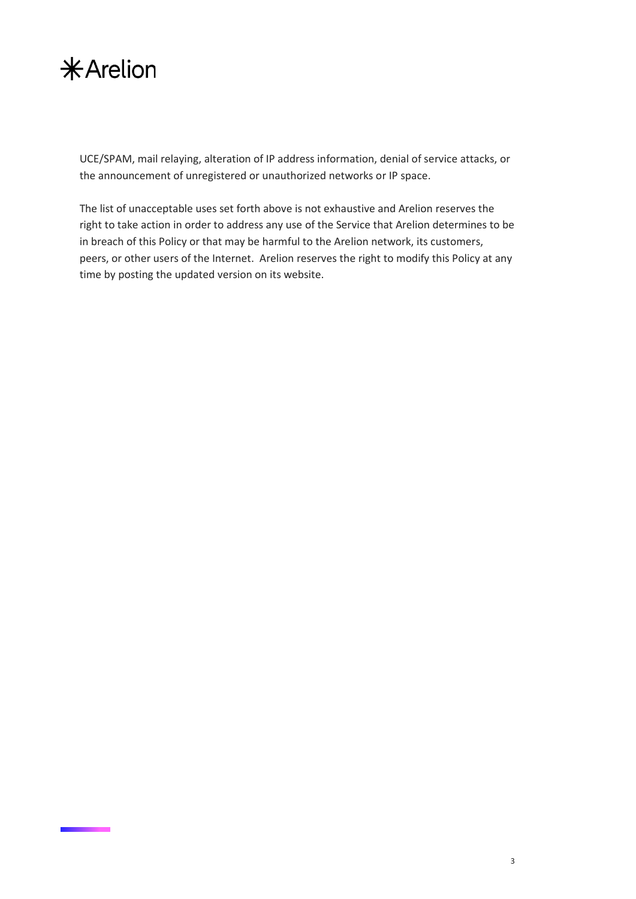UCE/SPAM, mail relaying, alteration of IP address information, denial of service attacks, or the announcement of unregistered or unauthorized networks or IP space.

The list of unacceptable uses set forth above is not exhaustive and Arelion reserves the right to take action in order to address any use of the Service that Arelion determines to be in breach of this Policy or that may be harmful to the Arelion network, its customers, peers, or other users of the Internet. Arelion reserves the right to modify this Policy at any time by posting the updated version on its website.